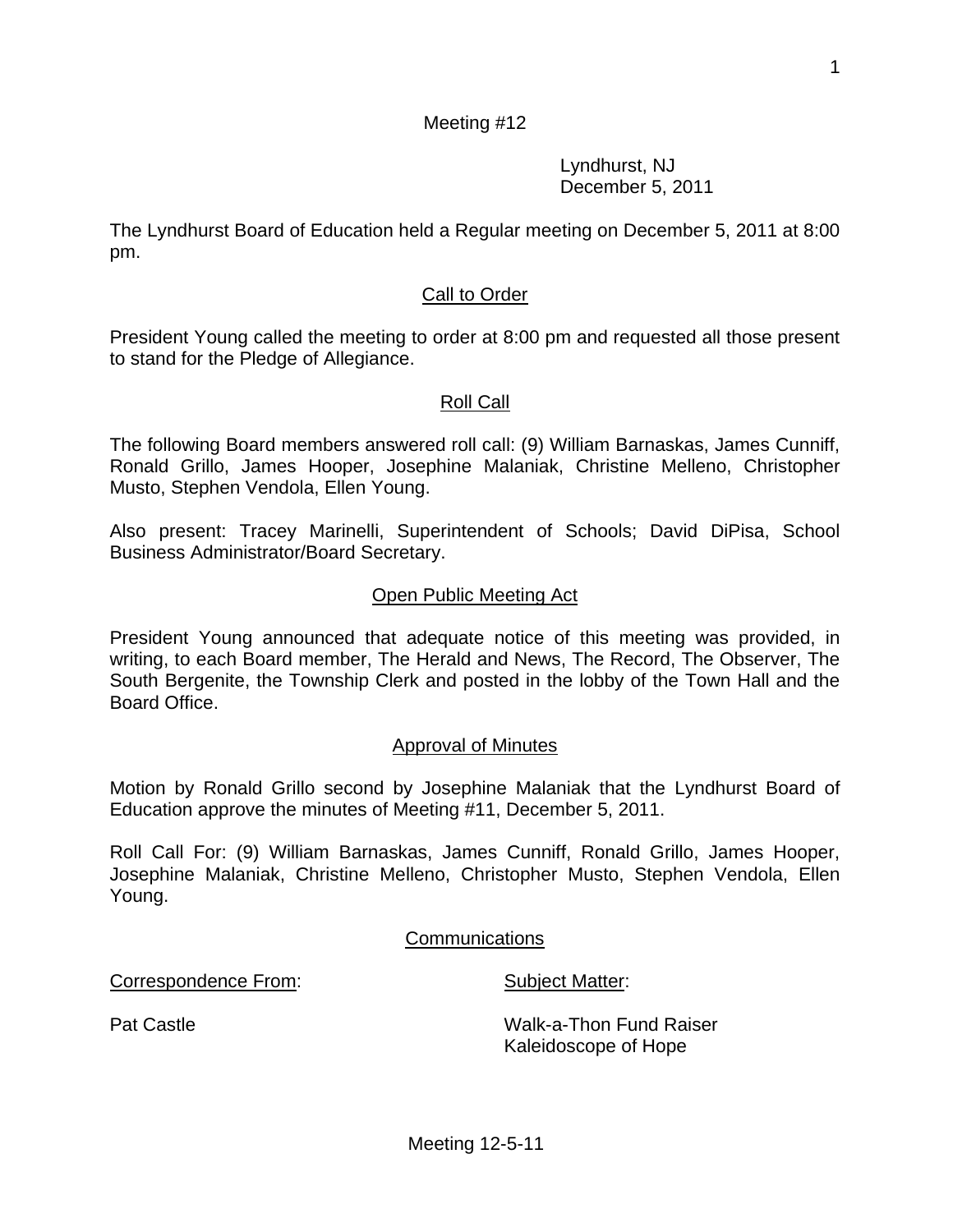Meeting #12

Lyndhurst, NJ
December 5, 2011

The Lyndhurst Board of Education held a Regular meeting on December 5, 2011 at 8:00 pm.

## Call to Order

President Young called the meeting to order at 8:00 pm and requested all those present to stand for the Pledge of Allegiance.

## Roll Call

The following Board members answered roll call: (9) William Barnaskas, James Cunniff, Ronald Grillo, James Hooper, Josephine Malaniak, Christine Melleno, Christopher Musto, Stephen Vendola, Ellen Young.

Also present: Tracey Marinelli, Superintendent of Schools; David DiPisa, School Business Administrator/Board Secretary.

## Open Public Meeting Act

President Young announced that adequate notice of this meeting was provided, in writing, to each Board member, The Herald and News, The Record, The Observer, The South Bergenite, the Township Clerk and posted in the lobby of the Town Hall and the Board Office.

## Approval of Minutes

Motion by Ronald Grillo second by Josephine Malaniak that the Lyndhurst Board of Education approve the minutes of Meeting #11, December 5, 2011.

Roll Call For: (9) William Barnaskas, James Cunniff, Ronald Grillo, James Hooper, Josephine Malaniak, Christine Melleno, Christopher Musto, Stephen Vendola, Ellen Young.

## Communications

| Correspondence From: | Subject Matter: |
|---|---|
| Pat Castle | Walk-a-Thon Fund Raiser Kaleidoscope of Hope |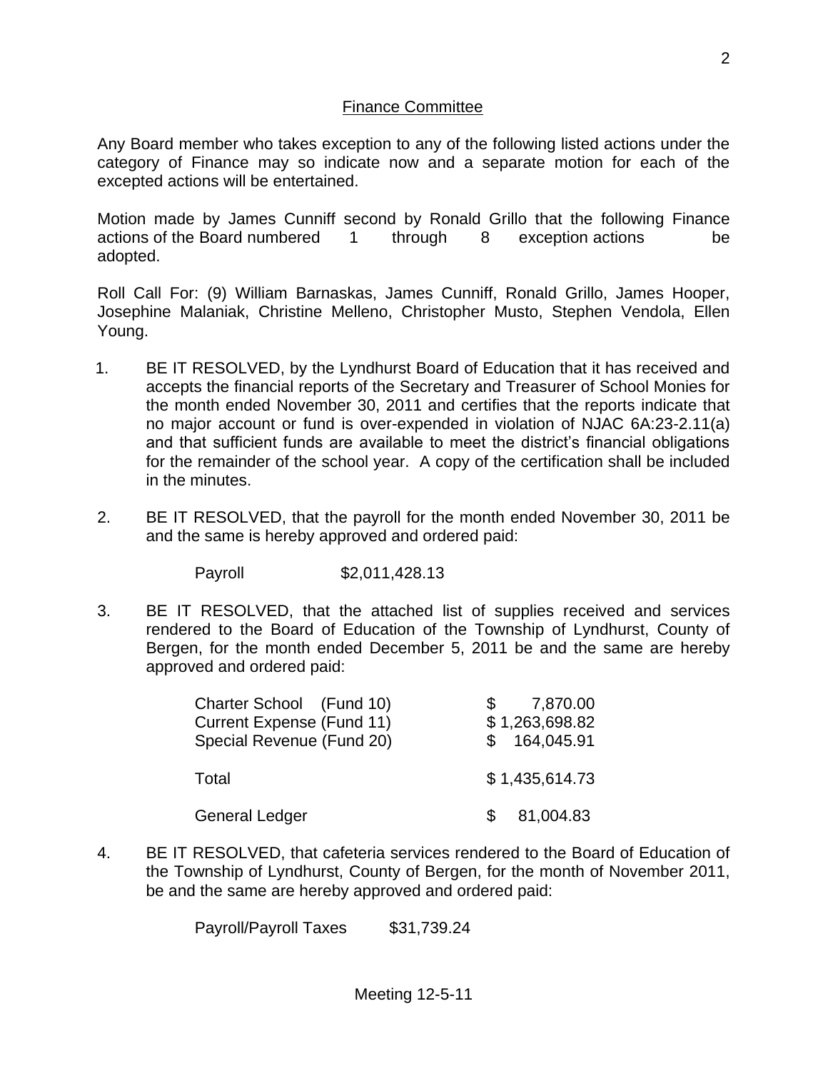## Finance Committee

Any Board member who takes exception to any of the following listed actions under the category of Finance may so indicate now and a separate motion for each of the excepted actions will be entertained.

Motion made by James Cunniff second by Ronald Grillo that the following Finance actions of the Board numbered 1 through 8 exception actions be adopted.

Roll Call For: (9) William Barnaskas, James Cunniff, Ronald Grillo, James Hooper, Josephine Malaniak, Christine Melleno, Christopher Musto, Stephen Vendola, Ellen Young.

1. BE IT RESOLVED, by the Lyndhurst Board of Education that it has received and accepts the financial reports of the Secretary and Treasurer of School Monies for the month ended November 30, 2011 and certifies that the reports indicate that no major account or fund is over-expended in violation of NJAC 6A:23-2.11(a) and that sufficient funds are available to meet the district's financial obligations for the remainder of the school year. A copy of the certification shall be included in the minutes.

2. BE IT RESOLVED, that the payroll for the month ended November 30, 2011 be and the same is hereby approved and ordered paid:

   Payroll $2,011,428.13

3. BE IT RESOLVED, that the attached list of supplies received and services rendered to the Board of Education of the Township of Lyndhurst, County of Bergen, for the month ended December 5, 2011 be and the same are hereby approved and ordered paid:

| | |
|---|---|
| Charter School (Fund 10) | $ 7,870.00 |
| Current Expense (Fund 11) | $ 1,263,698.82 |
| Special Revenue (Fund 20) | $ 164,045.91 |
| Total | $ 1,435,614.73 |
| General Ledger | $ 81,004.83 |

4. BE IT RESOLVED, that cafeteria services rendered to the Board of Education of the Township of Lyndhurst, County of Bergen, for the month of November 2011, be and the same are hereby approved and ordered paid:

   Payroll/Payroll Taxes $31,739.24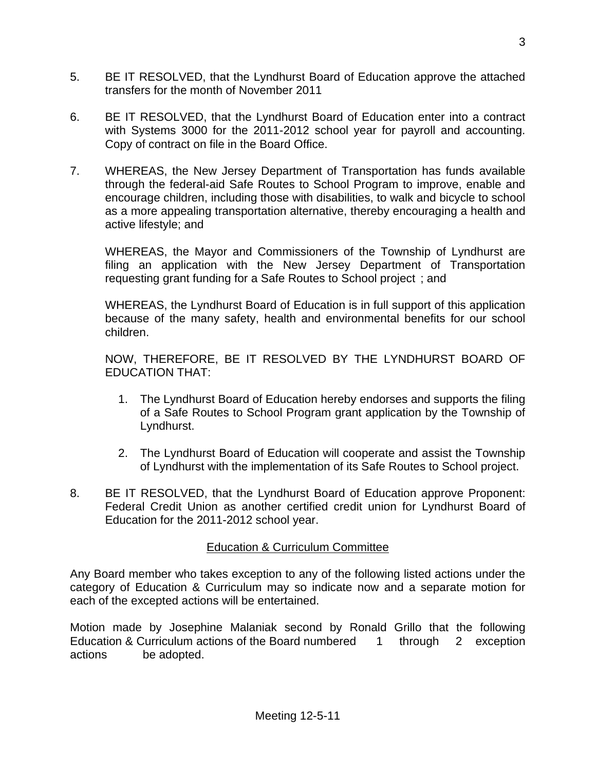5. BE IT RESOLVED, that the Lyndhurst Board of Education approve the attached transfers for the month of November 2011

6. BE IT RESOLVED, that the Lyndhurst Board of Education enter into a contract with Systems 3000 for the 2011-2012 school year for payroll and accounting. Copy of contract on file in the Board Office.

7. WHEREAS, the New Jersey Department of Transportation has funds available through the federal-aid Safe Routes to School Program to improve, enable and encourage children, including those with disabilities, to walk and bicycle to school as a more appealing transportation alternative, thereby encouraging a health and active lifestyle; and

   WHEREAS, the Mayor and Commissioners of the Township of Lyndhurst are filing an application with the New Jersey Department of Transportation requesting grant funding for a Safe Routes to School project ; and

   WHEREAS, the Lyndhurst Board of Education is in full support of this application because of the many safety, health and environmental benefits for our school children.

   NOW, THEREFORE, BE IT RESOLVED BY THE LYNDHURST BOARD OF EDUCATION THAT:

   1. The Lyndhurst Board of Education hereby endorses and supports the filing of a Safe Routes to School Program grant application by the Township of Lyndhurst.

   2. The Lyndhurst Board of Education will cooperate and assist the Township of Lyndhurst with the implementation of its Safe Routes to School project.

8. BE IT RESOLVED, that the Lyndhurst Board of Education approve Proponent: Federal Credit Union as another certified credit union for Lyndhurst Board of Education for the 2011-2012 school year.

## Education & Curriculum Committee

Any Board member who takes exception to any of the following listed actions under the category of Education & Curriculum may so indicate now and a separate motion for each of the excepted actions will be entertained.

Motion made by Josephine Malaniak second by Ronald Grillo that the following Education & Curriculum actions of the Board numbered 1 through 2 exception actions be adopted.

Meeting 12-5-11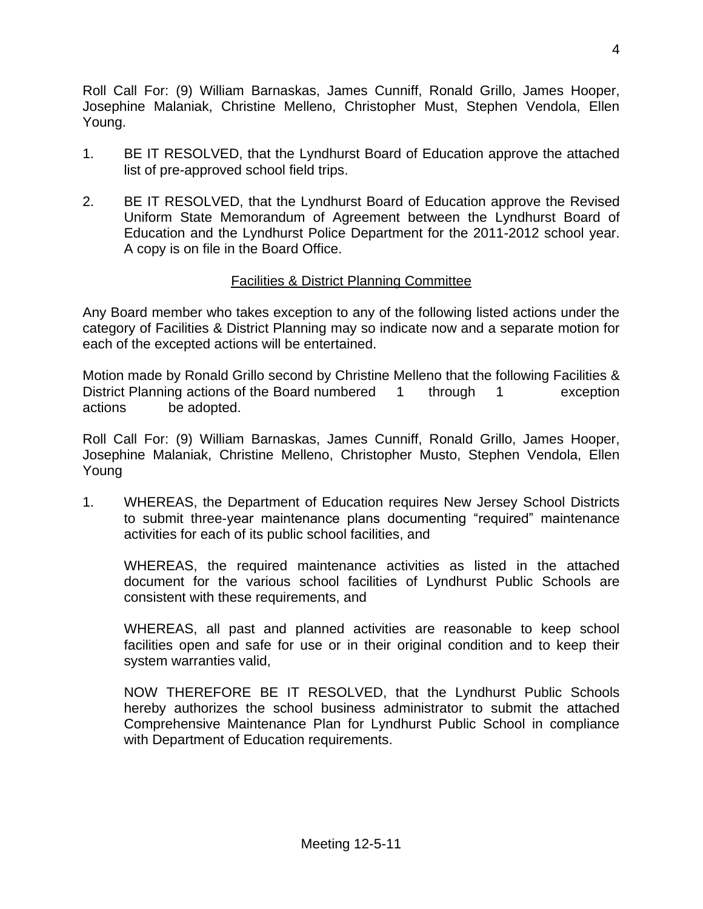Roll Call For: (9) William Barnaskas, James Cunniff, Ronald Grillo, James Hooper, Josephine Malaniak, Christine Melleno, Christopher Must, Stephen Vendola, Ellen Young.

1. BE IT RESOLVED, that the Lyndhurst Board of Education approve the attached list of pre-approved school field trips.

2. BE IT RESOLVED, that the Lyndhurst Board of Education approve the Revised Uniform State Memorandum of Agreement between the Lyndhurst Board of Education and the Lyndhurst Police Department for the 2011-2012 school year. A copy is on file in the Board Office.

## Facilities & District Planning Committee

Any Board member who takes exception to any of the following listed actions under the category of Facilities & District Planning may so indicate now and a separate motion for each of the excepted actions will be entertained.

Motion made by Ronald Grillo second by Christine Melleno that the following Facilities & District Planning actions of the Board numbered 1 through 1 exception actions be adopted.

Roll Call For: (9) William Barnaskas, James Cunniff, Ronald Grillo, James Hooper, Josephine Malaniak, Christine Melleno, Christopher Musto, Stephen Vendola, Ellen Young

1. WHEREAS, the Department of Education requires New Jersey School Districts to submit three-year maintenance plans documenting "required" maintenance activities for each of its public school facilities, and

   WHEREAS, the required maintenance activities as listed in the attached document for the various school facilities of Lyndhurst Public Schools are consistent with these requirements, and

   WHEREAS, all past and planned activities are reasonable to keep school facilities open and safe for use or in their original condition and to keep their system warranties valid,

   NOW THEREFORE BE IT RESOLVED, that the Lyndhurst Public Schools hereby authorizes the school business administrator to submit the attached Comprehensive Maintenance Plan for Lyndhurst Public School in compliance with Department of Education requirements.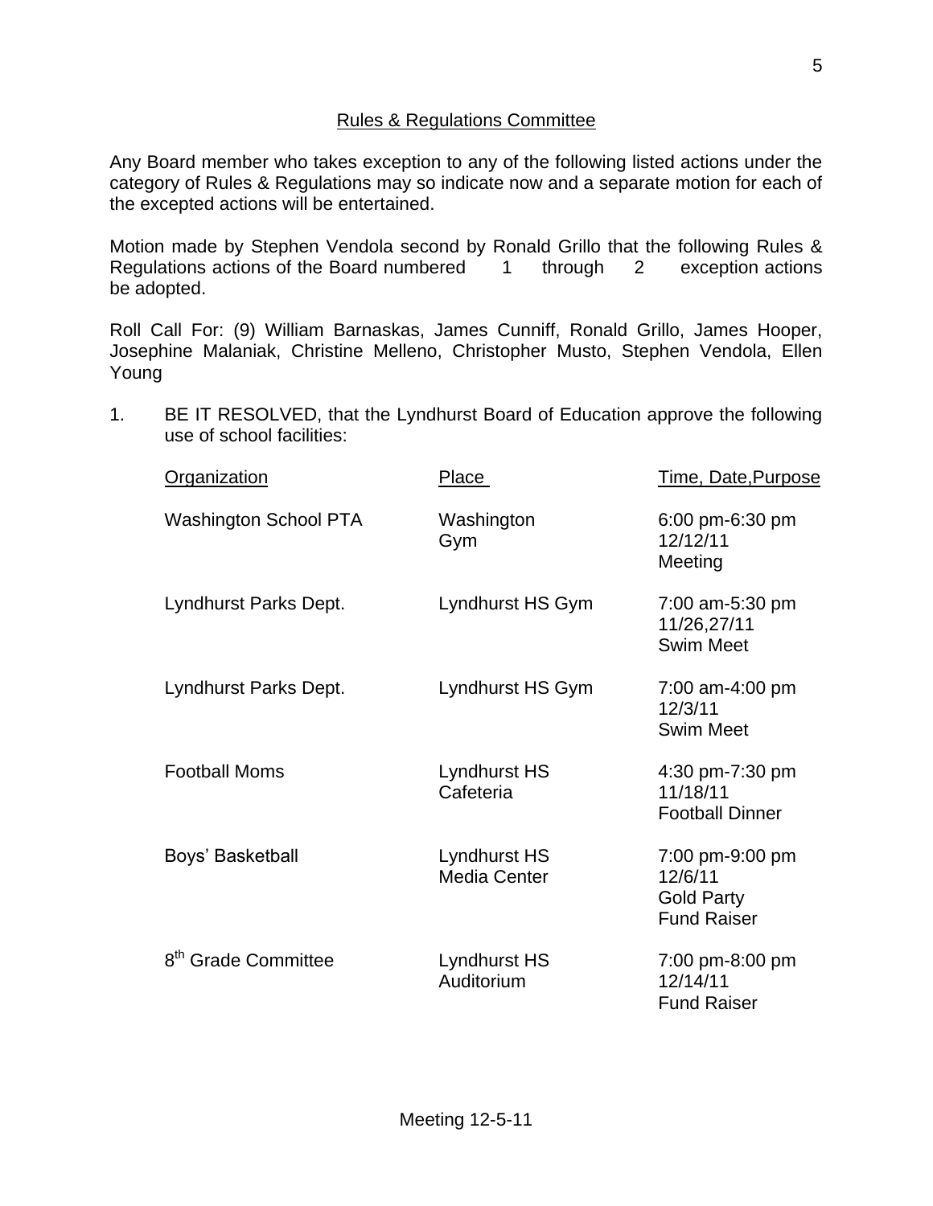## Rules & Regulations Committee

Any Board member who takes exception to any of the following listed actions under the category of Rules & Regulations may so indicate now and a separate motion for each of the excepted actions will be entertained.

Motion made by Stephen Vendola second by Ronald Grillo that the following Rules & Regulations actions of the Board numbered 1 through 2 exception actions be adopted.

Roll Call For: (9) William Barnaskas, James Cunniff, Ronald Grillo, James Hooper, Josephine Malaniak, Christine Melleno, Christopher Musto, Stephen Vendola, Ellen Young

1. BE IT RESOLVED, that the Lyndhurst Board of Education approve the following use of school facilities:

| Organization | Place | Time, Date,Purpose |
|---|---|---|
| Washington School PTA | Washington Gym | 6:00 pm-6:30 pm 12/12/11 Meeting |
| Lyndhurst Parks Dept. | Lyndhurst HS Gym | 7:00 am-5:30 pm 11/26,27/11 Swim Meet |
| Lyndhurst Parks Dept. | Lyndhurst HS Gym | 7:00 am-4:00 pm 12/3/11 Swim Meet |
| Football Moms | Lyndhurst HS Cafeteria | 4:30 pm-7:30 pm 11/18/11 Football Dinner |
| Boys' Basketball | Lyndhurst HS Media Center | 7:00 pm-9:00 pm 12/6/11 Gold Party Fund Raiser |
| 8th Grade Committee | Lyndhurst HS Auditorium | 7:00 pm-8:00 pm 12/14/11 Fund Raiser |

Meeting 12-5-11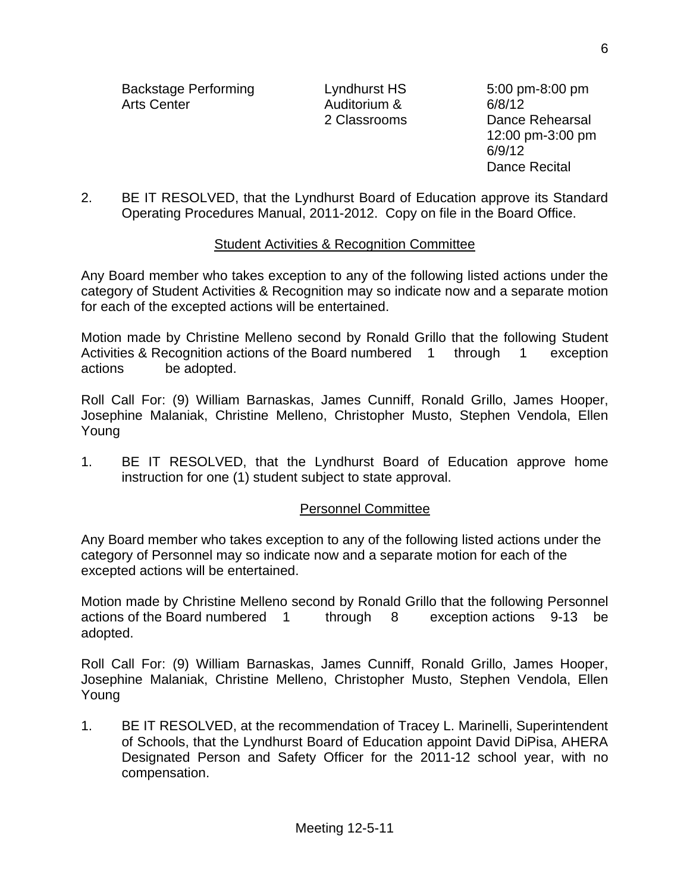| | | |
|---|---|---|
| Backstage Performing Arts Center | Lyndhurst HS Auditorium & 2 Classrooms | 5:00 pm-8:00 pm 6/8/12 Dance Rehearsal 12:00 pm-3:00 pm 6/9/12 Dance Recital |

2. BE IT RESOLVED, that the Lyndhurst Board of Education approve its Standard Operating Procedures Manual, 2011-2012. Copy on file in the Board Office.

## Student Activities & Recognition Committee

Any Board member who takes exception to any of the following listed actions under the category of Student Activities & Recognition may so indicate now and a separate motion for each of the excepted actions will be entertained.

Motion made by Christine Melleno second by Ronald Grillo that the following Student Activities & Recognition actions of the Board numbered 1 through 1 exception actions be adopted.

Roll Call For: (9) William Barnaskas, James Cunniff, Ronald Grillo, James Hooper, Josephine Malaniak, Christine Melleno, Christopher Musto, Stephen Vendola, Ellen Young

1. BE IT RESOLVED, that the Lyndhurst Board of Education approve home instruction for one (1) student subject to state approval.

## Personnel Committee

Any Board member who takes exception to any of the following listed actions under the category of Personnel may so indicate now and a separate motion for each of the excepted actions will be entertained.

Motion made by Christine Melleno second by Ronald Grillo that the following Personnel actions of the Board numbered 1 through 8 exception actions 9-13 be adopted.

Roll Call For: (9) William Barnaskas, James Cunniff, Ronald Grillo, James Hooper, Josephine Malaniak, Christine Melleno, Christopher Musto, Stephen Vendola, Ellen Young

1. BE IT RESOLVED, at the recommendation of Tracey L. Marinelli, Superintendent of Schools, that the Lyndhurst Board of Education appoint David DiPisa, AHERA Designated Person and Safety Officer for the 2011-12 school year, with no compensation.

Meeting 12-5-11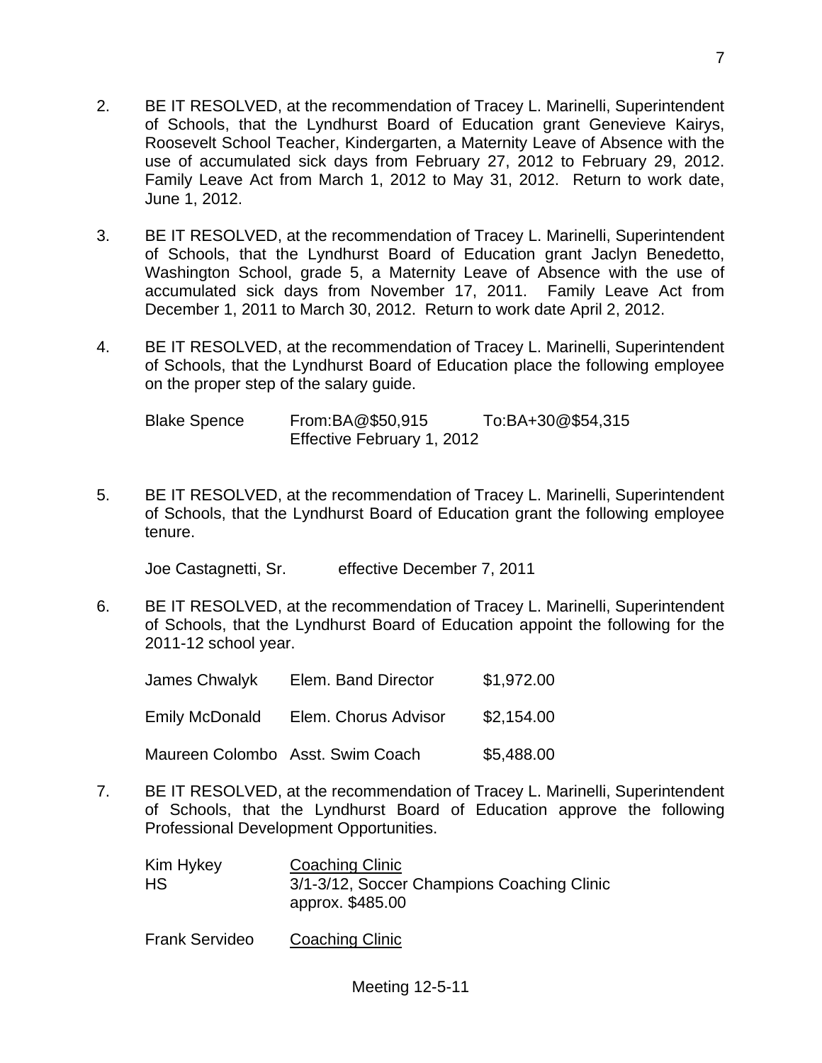2. BE IT RESOLVED, at the recommendation of Tracey L. Marinelli, Superintendent of Schools, that the Lyndhurst Board of Education grant Genevieve Kairys, Roosevelt School Teacher, Kindergarten, a Maternity Leave of Absence with the use of accumulated sick days from February 27, 2012 to February 29, 2012. Family Leave Act from March 1, 2012 to May 31, 2012. Return to work date, June 1, 2012.

3. BE IT RESOLVED, at the recommendation of Tracey L. Marinelli, Superintendent of Schools, that the Lyndhurst Board of Education grant Jaclyn Benedetto, Washington School, grade 5, a Maternity Leave of Absence with the use of accumulated sick days from November 17, 2011. Family Leave Act from December 1, 2011 to March 30, 2012. Return to work date April 2, 2012.

4. BE IT RESOLVED, at the recommendation of Tracey L. Marinelli, Superintendent of Schools, that the Lyndhurst Board of Education place the following employee on the proper step of the salary guide.

   Blake Spence From:BA@$50,915 To:BA+30@$54,315
   Effective February 1, 2012

5. BE IT RESOLVED, at the recommendation of Tracey L. Marinelli, Superintendent of Schools, that the Lyndhurst Board of Education grant the following employee tenure.

   Joe Castagnetti, Sr. effective December 7, 2011

6. BE IT RESOLVED, at the recommendation of Tracey L. Marinelli, Superintendent of Schools, that the Lyndhurst Board of Education appoint the following for the 2011-12 school year.

| | | |
|---|---|---|
| James Chwalyk | Elem. Band Director | $1,972.00 |
| Emily McDonald | Elem. Chorus Advisor | $2,154.00 |
| Maureen Colombo | Asst. Swim Coach | $5,488.00 |

7. BE IT RESOLVED, at the recommendation of Tracey L. Marinelli, Superintendent of Schools, that the Lyndhurst Board of Education approve the following Professional Development Opportunities.

   Kim Hykey
   HS
   Coaching Clinic
   3/1-3/12, Soccer Champions Coaching Clinic
   approx. $485.00

   Frank Servideo
   Coaching Clinic

Meeting 12-5-11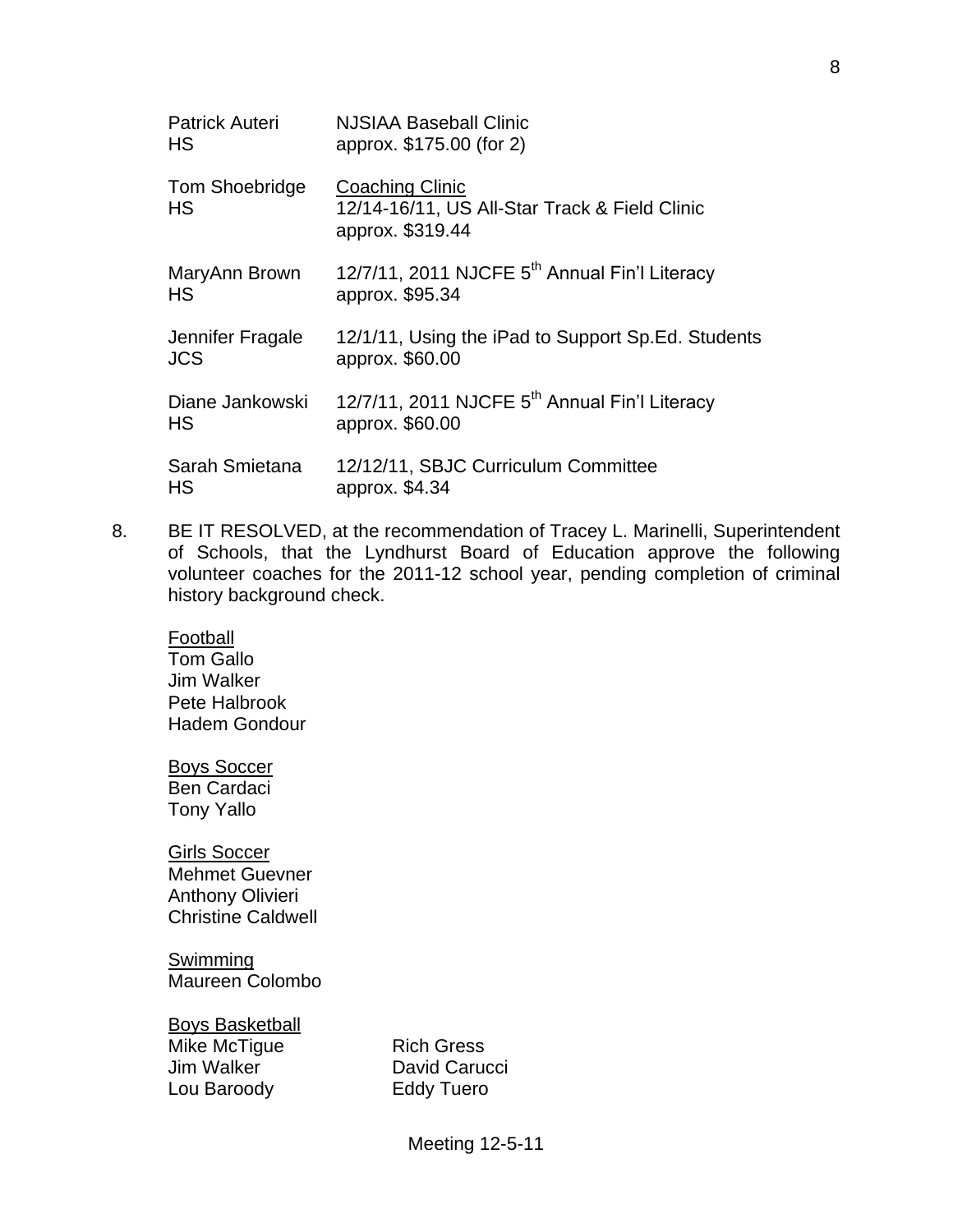| | |
|---|---|
| Patrick Auteri<br>HS | NJSIAA Baseball Clinic<br>approx. $175.00 (for 2) |
| Tom Shoebridge<br>HS | Coaching Clinic<br>12/14-16/11, US All-Star Track & Field Clinic<br>approx. $319.44 |
| MaryAnn Brown<br>HS | 12/7/11, 2011 NJCFE 5th Annual Fin'l Literacy<br>approx. $95.34 |
| Jennifer Fragale<br>JCS | 12/1/11, Using the iPad to Support Sp.Ed. Students<br>approx. $60.00 |
| Diane Jankowski<br>HS | 12/7/11, 2011 NJCFE 5th Annual Fin'l Literacy<br>approx. $60.00 |
| Sarah Smietana<br>HS | 12/12/11, SBJC Curriculum Committee<br>approx. $4.34 |

8. BE IT RESOLVED, at the recommendation of Tracey L. Marinelli, Superintendent of Schools, that the Lyndhurst Board of Education approve the following volunteer coaches for the 2011-12 school year, pending completion of criminal history background check.

   Football
   Tom Gallo
   Jim Walker
   Pete Halbrook
   Hadem Gondour

   Boys Soccer
   Ben Cardaci
   Tony Yallo

   Girls Soccer
   Mehmet Guevner
   Anthony Olivieri
   Christine Caldwell

   Swimming
   Maureen Colombo

   Boys Basketball

   | | |
   |---|---|
   | Mike McTigue | Rich Gress |
   | Jim Walker | David Carucci |
   | Lou Baroody | Eddy Tuero |

Meeting 12-5-11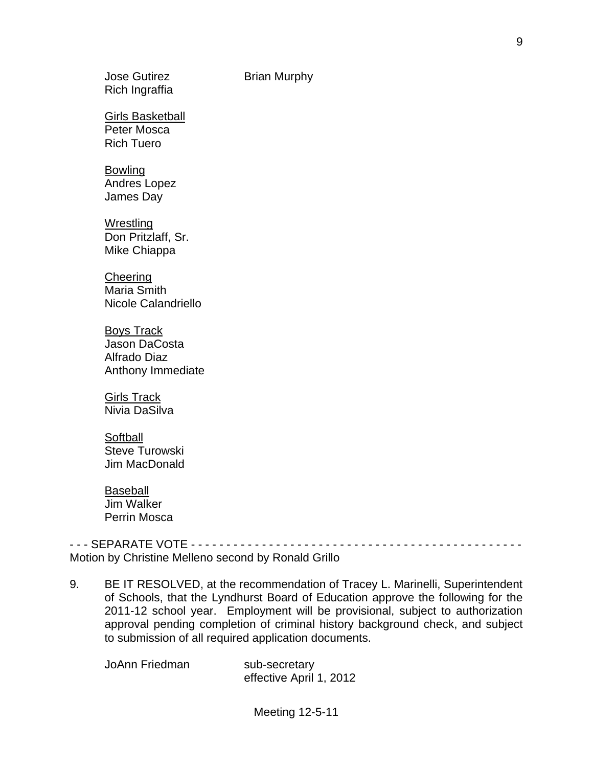Jose Gutirez    Brian Murphy
Rich Ingraffia

<u>Girls Basketball</u>
Peter Mosca
Rich Tuero

<u>Bowling</u>
Andres Lopez
James Day

<u>Wrestling</u>
Don Pritzlaff, Sr.
Mike Chiappa

<u>Cheering</u>
Maria Smith
Nicole Calandriello

<u>Boys Track</u>
Jason DaCosta
Alfrado Diaz
Anthony Immediate

<u>Girls Track</u>
Nivia DaSilva

<u>Softball</u>
Steve Turowski
Jim MacDonald

<u>Baseball</u>
Jim Walker
Perrin Mosca

\- - - SEPARATE VOTE - - - - - - - - - - - - - - - - - - - - - - - - - - - - - - - - - - - - - - - - - - - - - -
Motion by Christine Melleno second by Ronald Grillo

9. BE IT RESOLVED, at the recommendation of Tracey L. Marinelli, Superintendent of Schools, that the Lyndhurst Board of Education approve the following for the 2011-12 school year. Employment will be provisional, subject to authorization approval pending completion of criminal history background check, and subject to submission of all required application documents.

   JoAnn Friedman    sub-secretary
   effective April 1, 2012

Meeting 12-5-11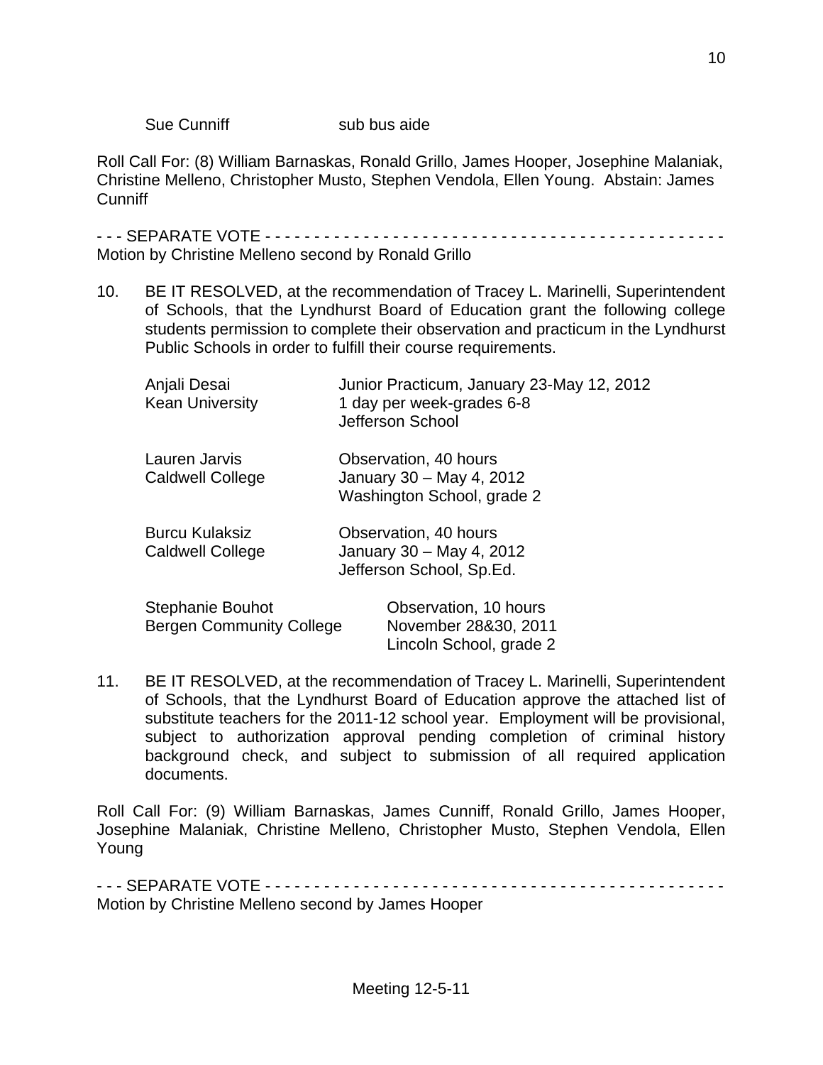| | |
|---|---|
| Sue Cunniff | sub bus aide |

Roll Call For: (8) William Barnaskas, Ronald Grillo, James Hooper, Josephine Malaniak, Christine Melleno, Christopher Musto, Stephen Vendola, Ellen Young. Abstain: James Cunniff

- - - SEPARATE VOTE - - - - - - - - - - - - - - - - - - - - - - - - - - - - - - - - - - - - - - - - - - - - - -
Motion by Christine Melleno second by Ronald Grillo

10. BE IT RESOLVED, at the recommendation of Tracey L. Marinelli, Superintendent of Schools, that the Lyndhurst Board of Education grant the following college students permission to complete their observation and practicum in the Lyndhurst Public Schools in order to fulfill their course requirements.

| | |
|---|---|
| Anjali Desai<br>Kean University | Junior Practicum, January 23-May 12, 2012<br>1 day per week-grades 6-8<br>Jefferson School |
| Lauren Jarvis<br>Caldwell College | Observation, 40 hours<br>January 30 – May 4, 2012<br>Washington School, grade 2 |
| Burcu Kulaksiz<br>Caldwell College | Observation, 40 hours<br>January 30 – May 4, 2012<br>Jefferson School, Sp.Ed. |
| Stephanie Bouhot<br>Bergen Community College | Observation, 10 hours<br>November 28&30, 2011<br>Lincoln School, grade 2 |

11. BE IT RESOLVED, at the recommendation of Tracey L. Marinelli, Superintendent of Schools, that the Lyndhurst Board of Education approve the attached list of substitute teachers for the 2011-12 school year. Employment will be provisional, subject to authorization approval pending completion of criminal history background check, and subject to submission of all required application documents.

Roll Call For: (9) William Barnaskas, James Cunniff, Ronald Grillo, James Hooper, Josephine Malaniak, Christine Melleno, Christopher Musto, Stephen Vendola, Ellen Young

- - - SEPARATE VOTE - - - - - - - - - - - - - - - - - - - - - - - - - - - - - - - - - - - - - - - - - - - - - -
Motion by Christine Melleno second by James Hooper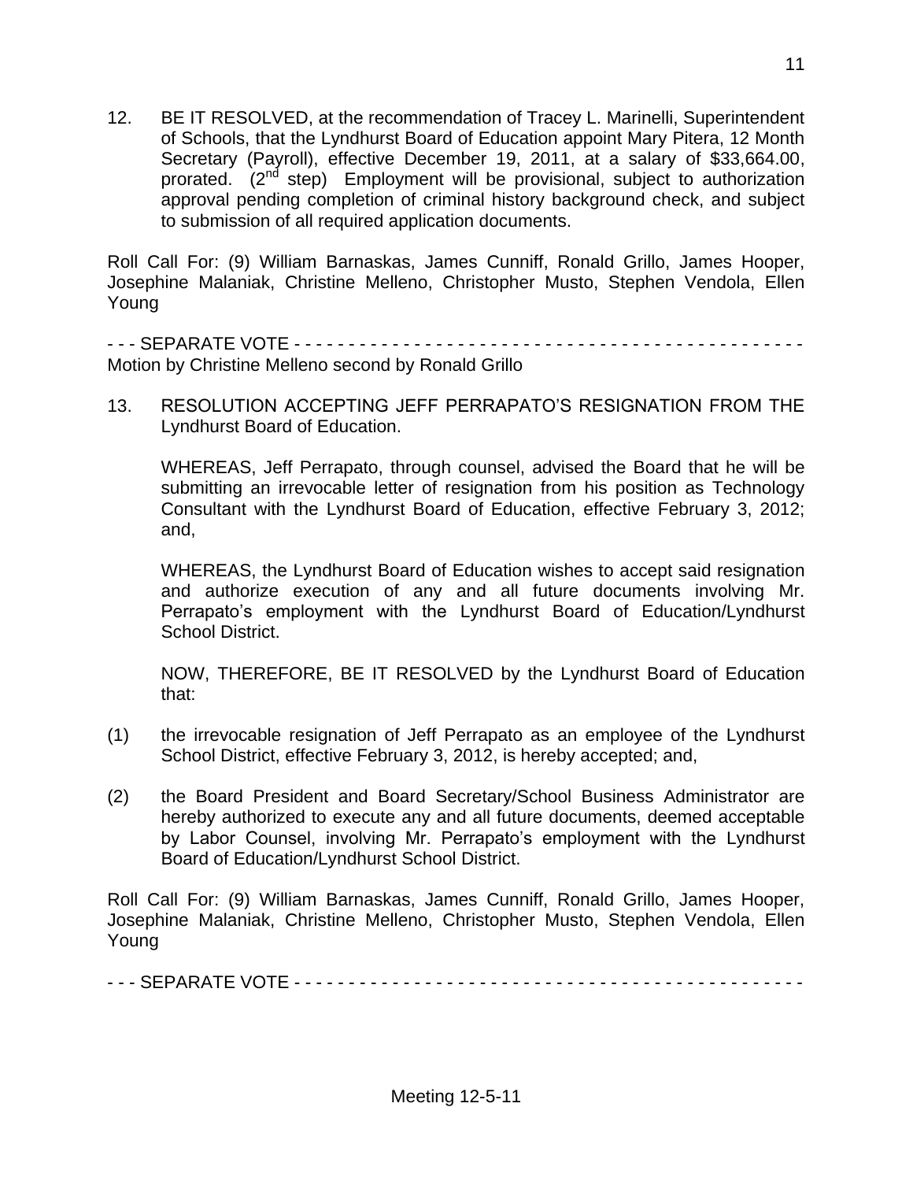12. BE IT RESOLVED, at the recommendation of Tracey L. Marinelli, Superintendent of Schools, that the Lyndhurst Board of Education appoint Mary Pitera, 12 Month Secretary (Payroll), effective December 19, 2011, at a salary of $33,664.00, prorated. (2nd step) Employment will be provisional, subject to authorization approval pending completion of criminal history background check, and subject to submission of all required application documents.

Roll Call For: (9) William Barnaskas, James Cunniff, Ronald Grillo, James Hooper, Josephine Malaniak, Christine Melleno, Christopher Musto, Stephen Vendola, Ellen Young

- - - SEPARATE VOTE - - - - - - - - - - - - - - - - - - - - - - - - - - - - - - - - - - - - - - - - - - - - - -

Motion by Christine Melleno second by Ronald Grillo

13. RESOLUTION ACCEPTING JEFF PERRAPATO'S RESIGNATION FROM THE Lyndhurst Board of Education.

    WHEREAS, Jeff Perrapato, through counsel, advised the Board that he will be submitting an irrevocable letter of resignation from his position as Technology Consultant with the Lyndhurst Board of Education, effective February 3, 2012; and,

    WHEREAS, the Lyndhurst Board of Education wishes to accept said resignation and authorize execution of any and all future documents involving Mr. Perrapato's employment with the Lyndhurst Board of Education/Lyndhurst School District.

    NOW, THEREFORE, BE IT RESOLVED by the Lyndhurst Board of Education that:

(1) the irrevocable resignation of Jeff Perrapato as an employee of the Lyndhurst School District, effective February 3, 2012, is hereby accepted; and,

(2) the Board President and Board Secretary/School Business Administrator are hereby authorized to execute any and all future documents, deemed acceptable by Labor Counsel, involving Mr. Perrapato's employment with the Lyndhurst Board of Education/Lyndhurst School District.

Roll Call For: (9) William Barnaskas, James Cunniff, Ronald Grillo, James Hooper, Josephine Malaniak, Christine Melleno, Christopher Musto, Stephen Vendola, Ellen Young

- - - SEPARATE VOTE - - - - - - - - - - - - - - - - - - - - - - - - - - - - - - - - - - - - - - - - - - - - - -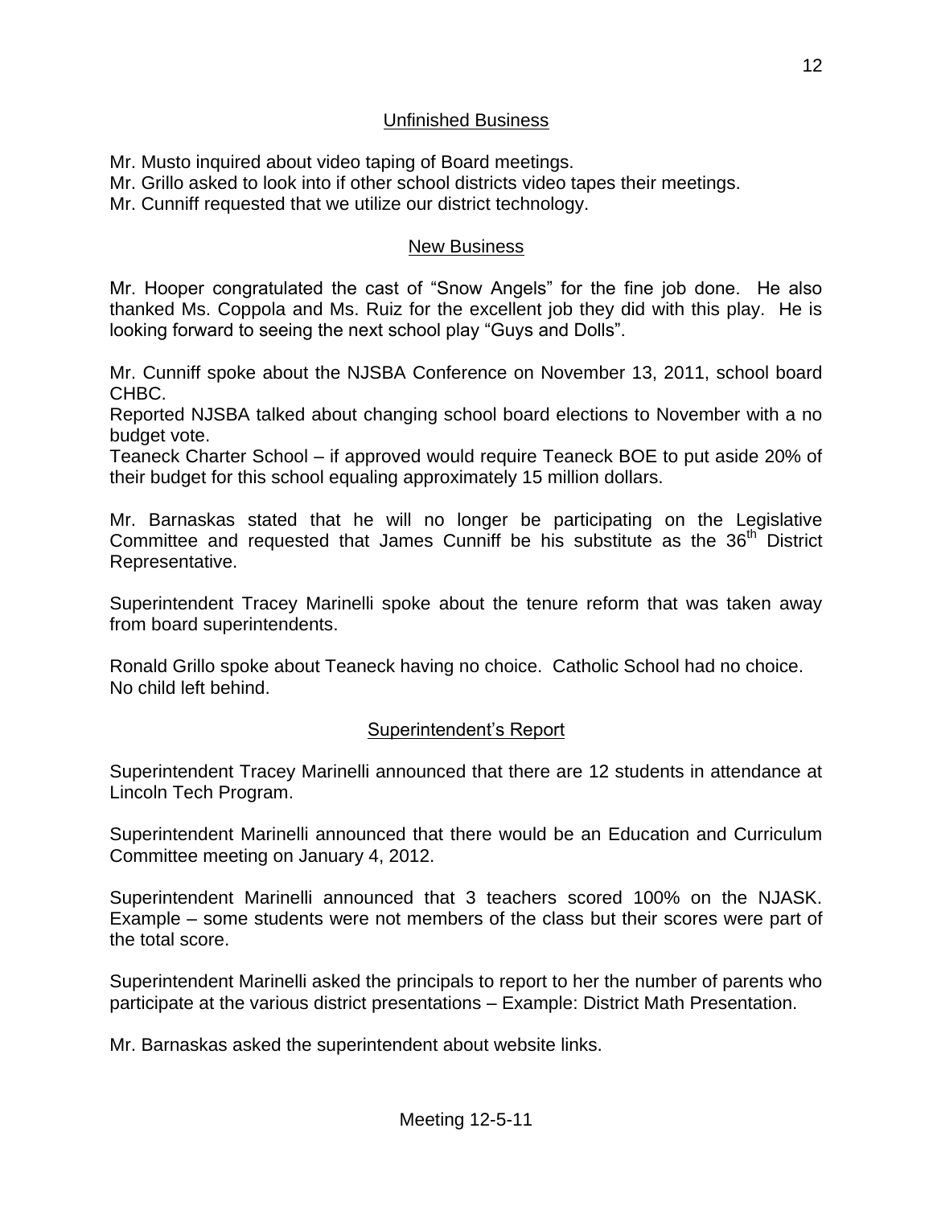## Unfinished Business

Mr. Musto inquired about video taping of Board meetings.
Mr. Grillo asked to look into if other school districts video tapes their meetings.
Mr. Cunniff requested that we utilize our district technology.

## New Business

Mr. Hooper congratulated the cast of "Snow Angels" for the fine job done. He also thanked Ms. Coppola and Ms. Ruiz for the excellent job they did with this play. He is looking forward to seeing the next school play "Guys and Dolls".

Mr. Cunniff spoke about the NJSBA Conference on November 13, 2011, school board CHBC.
Reported NJSBA talked about changing school board elections to November with a no budget vote.
Teaneck Charter School – if approved would require Teaneck BOE to put aside 20% of their budget for this school equaling approximately 15 million dollars.

Mr. Barnaskas stated that he will no longer be participating on the Legislative Committee and requested that James Cunniff be his substitute as the 36th District Representative.

Superintendent Tracey Marinelli spoke about the tenure reform that was taken away from board superintendents.

Ronald Grillo spoke about Teaneck having no choice. Catholic School had no choice.
No child left behind.

## Superintendent's Report

Superintendent Tracey Marinelli announced that there are 12 students in attendance at Lincoln Tech Program.

Superintendent Marinelli announced that there would be an Education and Curriculum Committee meeting on January 4, 2012.

Superintendent Marinelli announced that 3 teachers scored 100% on the NJASK. Example – some students were not members of the class but their scores were part of the total score.

Superintendent Marinelli asked the principals to report to her the number of parents who participate at the various district presentations – Example: District Math Presentation.

Mr. Barnaskas asked the superintendent about website links.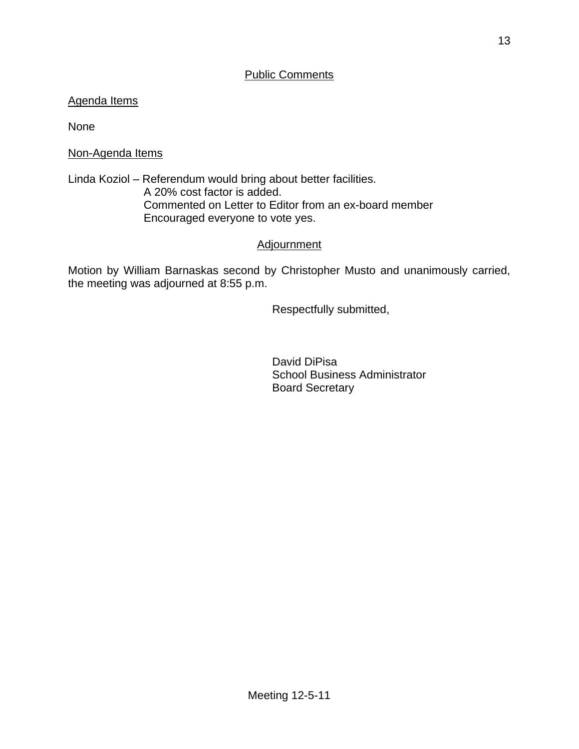## Public Comments

Agenda Items

None

Non-Agenda Items

Linda Koziol – Referendum would bring about better facilities.
A 20% cost factor is added.
Commented on Letter to Editor from an ex-board member
Encouraged everyone to vote yes.

## Adjournment

Motion by William Barnaskas second by Christopher Musto and unanimously carried, the meeting was adjourned at 8:55 p.m.

Respectfully submitted,

David DiPisa
School Business Administrator
Board Secretary

Meeting 12-5-11